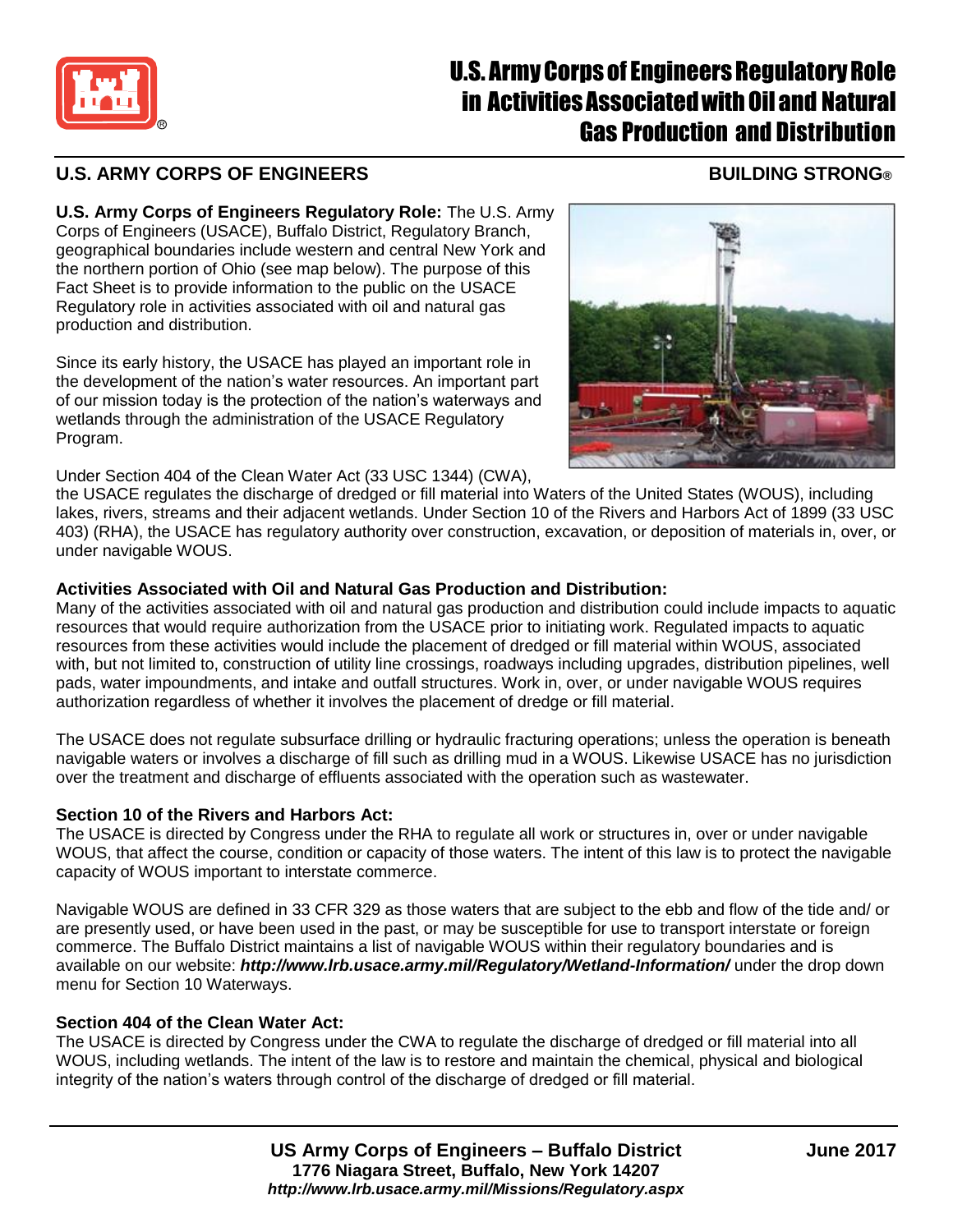# U.S. Army Corps of Engineers Regulatory Role in Activities Associated with Oil and Natural Gas Production and Distribution

**U.S. ARMY CORPS OF ENGINEERS** **BUILDING STRONG®**

**U.S. Army Corps of Engineers Regulatory Role:** The U.S. Army Corps of Engineers (USACE), Buffalo District, Regulatory Branch, geographical boundaries include western and central New York and the northern portion of Ohio (see map below). The purpose of this Fact Sheet is to provide information to the public on the USACE Regulatory role in activities associated with oil and natural gas production and distribution.

Since its early history, the USACE has played an important role in the development of the nation's water resources. An important part of our mission today is the protection of the nation's waterways and wetlands through the administration of the USACE Regulatory Program.

Under Section 404 of the Clean Water Act (33 USC 1344) (CWA), the USACE regulates the discharge of dredged or fill material into Waters of the United States (WOUS), including lakes, rivers, streams and their adjacent wetlands. Under Section 10 of the Rivers and Harbors Act of 1899 (33 USC 403) (RHA), the USACE has regulatory authority over construction, excavation, or deposition of materials in, over, or under navigable WOUS.

### Activities Associated with Oil and Natural Gas Production and Distribution:

Many of the activities associated with oil and natural gas production and distribution could include impacts to aquatic resources that would require authorization from the USACE prior to initiating work. Regulated impacts to aquatic resources from these activities would include the placement of dredged or fill material within WOUS, associated with, but not limited to, construction of utility line crossings, roadways including upgrades, distribution pipelines, well pads, water impoundments, and intake and outfall structures. Work in, over, or under navigable WOUS requires authorization regardless of whether it involves the placement of dredge or fill material.

The USACE does not regulate subsurface drilling or hydraulic fracturing operations; unless the operation is beneath navigable waters or involves a discharge of fill such as drilling mud in a WOUS. Likewise USACE has no jurisdiction over the treatment and discharge of effluents associated with the operation such as wastewater.

### Section 10 of the Rivers and Harbors Act:

The USACE is directed by Congress under the RHA to regulate all work or structures in, over or under navigable WOUS, that affect the course, condition or capacity of those waters. The intent of this law is to protect the navigable capacity of WOUS important to interstate commerce.

Navigable WOUS are defined in 33 CFR 329 as those waters that are subject to the ebb and flow of the tide and/ or are presently used, or have been used in the past, or may be susceptible for use to transport interstate or foreign commerce. The Buffalo District maintains a list of navigable WOUS within their regulatory boundaries and is available on our website: ***http://www.lrb.usace.army.mil/Regulatory/Wetland-Information/*** under the drop down menu for Section 10 Waterways.

### Section 404 of the Clean Water Act:

The USACE is directed by Congress under the CWA to regulate the discharge of dredged or fill material into all WOUS, including wetlands. The intent of the law is to restore and maintain the chemical, physical and biological integrity of the nation's waters through control of the discharge of dredged or fill material.

**US Army Corps of Engineers – Buffalo District**
**1776 Niagara Street, Buffalo, New York 14207**
***http://www.lrb.usace.army.mil/Missions/Regulatory.aspx***

**June 2017**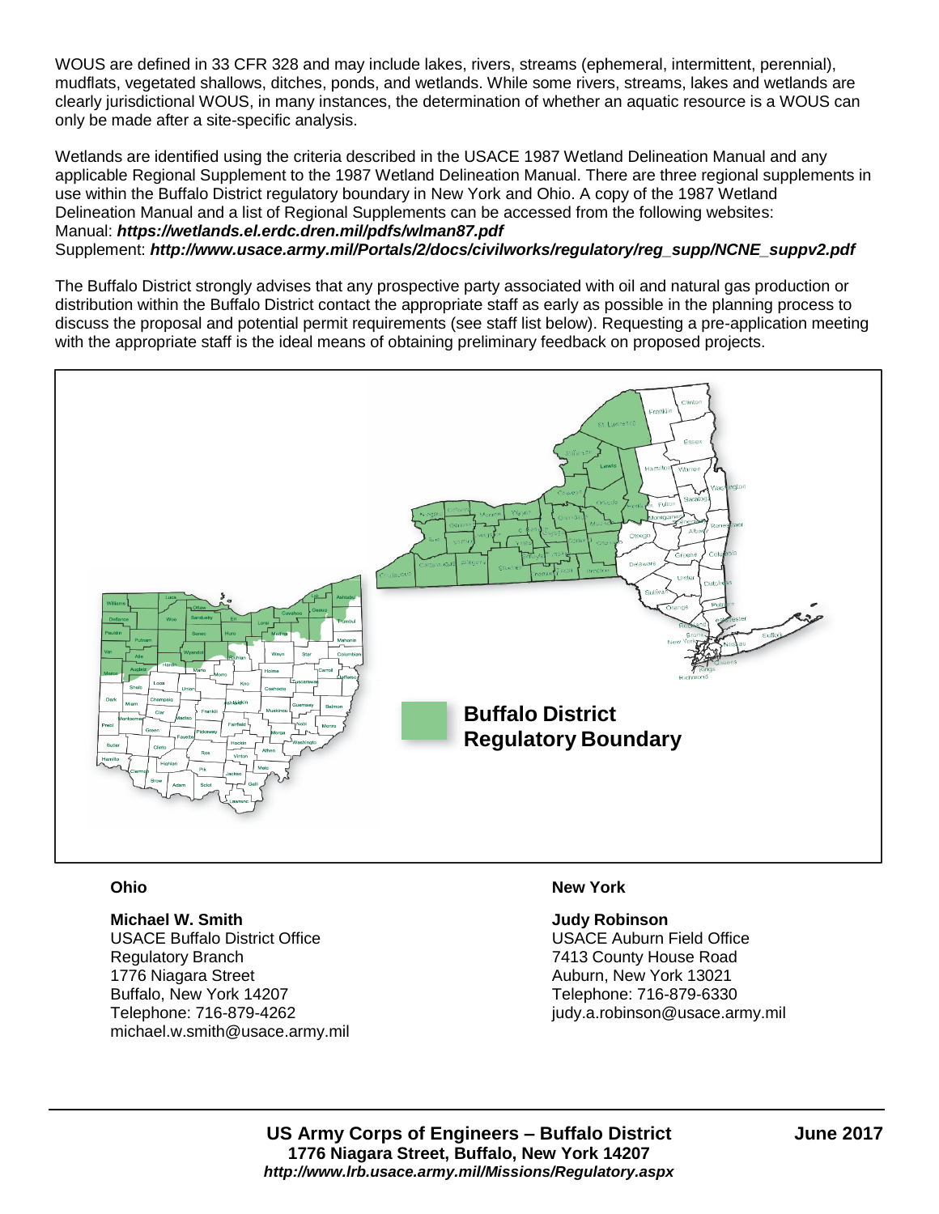WOUS are defined in 33 CFR 328 and may include lakes, rivers, streams (ephemeral, intermittent, perennial), mudflats, vegetated shallows, ditches, ponds, and wetlands. While some rivers, streams, lakes and wetlands are clearly jurisdictional WOUS, in many instances, the determination of whether an aquatic resource is a WOUS can only be made after a site-specific analysis.

Wetlands are identified using the criteria described in the USACE 1987 Wetland Delineation Manual and any applicable Regional Supplement to the 1987 Wetland Delineation Manual. There are three regional supplements in use within the Buffalo District regulatory boundary in New York and Ohio. A copy of the 1987 Wetland Delineation Manual and a list of Regional Supplements can be accessed from the following websites:
Manual: ***https://wetlands.el.erdc.dren.mil/pdfs/wlman87.pdf***
Supplement: ***http://www.usace.army.mil/Portals/2/docs/civilworks/regulatory/reg_supp/NCNE_suppv2.pdf***

The Buffalo District strongly advises that any prospective party associated with oil and natural gas production or distribution within the Buffalo District contact the appropriate staff as early as possible in the planning process to discuss the proposal and potential permit requirements (see staff list below). Requesting a pre-application meeting with the appropriate staff is the ideal means of obtaining preliminary feedback on proposed projects.

**Buffalo District Regulatory Boundary**

**Ohio**

**Michael W. Smith**
USACE Buffalo District Office
Regulatory Branch
1776 Niagara Street
Buffalo, New York 14207
Telephone: 716-879-4262
michael.w.smith@usace.army.mil

**New York**

**Judy Robinson**
USACE Auburn Field Office
7413 County House Road
Auburn, New York 13021
Telephone: 716-879-6330
judy.a.robinson@usace.army.mil

**US Army Corps of Engineers – Buffalo District**
**1776 Niagara Street, Buffalo, New York 14207**
***http://www.lrb.usace.army.mil/Missions/Regulatory.aspx***

**June 2017**